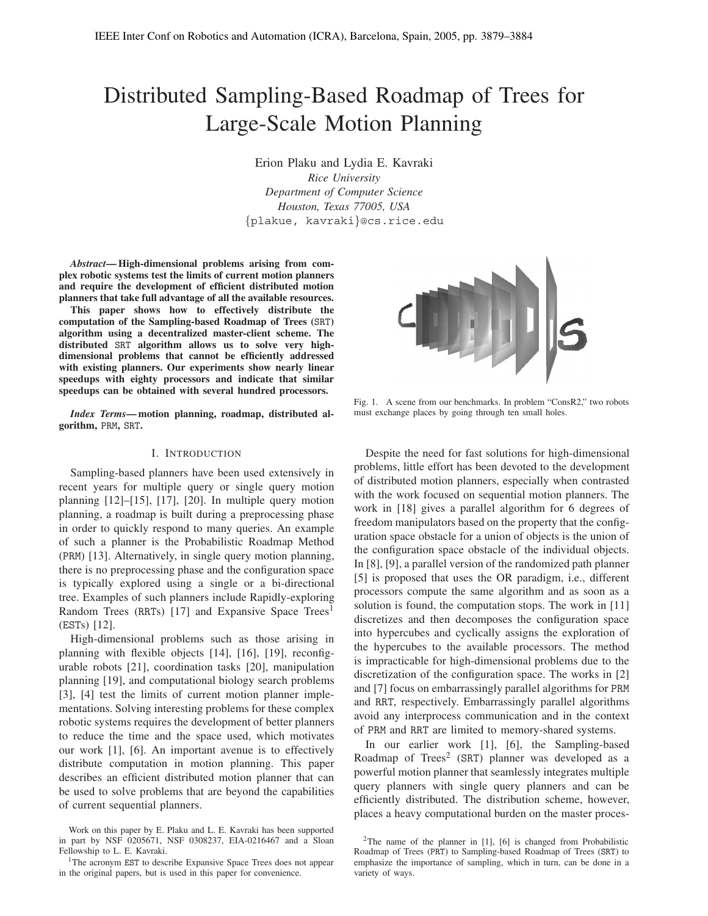# Distributed Sampling-Based Roadmap of Trees for Large-Scale Motion Planning

Erion Plaku and Lydia E. Kavraki

*Rice University*
*Department of Computer Science*
*Houston, Texas 77005, USA*
{plakue, kavraki}@cs.rice.edu

***Abstract*— High-dimensional problems arising from complex robotic systems test the limits of current motion planners and require the development of efficient distributed motion planners that take full advantage of all the available resources. This paper shows how to effectively distribute the computation of the Sampling-based Roadmap of Trees (SRT) algorithm using a decentralized master-client scheme. The distributed SRT algorithm allows us to solve very high-dimensional problems that cannot be efficiently addressed with existing planners. Our experiments show nearly linear speedups with eighty processors and indicate that similar speedups can be obtained with several hundred processors.**

***Index Terms*— motion planning, roadmap, distributed algorithm, PRM, SRT.**

Fig. 1. A scene from our benchmarks. In problem "ConsR2," two robots must exchange places by going through ten small holes.

## I. Introduction

Sampling-based planners have been used extensively in recent years for multiple query or single query motion planning [12]–[15], [17], [20]. In multiple query motion planning, a roadmap is built during a preprocessing phase in order to quickly respond to many queries. An example of such a planner is the Probabilistic Roadmap Method (PRM) [13]. Alternatively, in single query motion planning, there is no preprocessing phase and the configuration space is typically explored using a single or a bi-directional tree. Examples of such planners include Rapidly-exploring Random Trees (RRTs) [17] and Expansive Space Trees[1] (ESTs) [12].

High-dimensional problems such as those arising in planning with flexible objects [14], [16], [19], reconfigurable robots [21], coordination tasks [20], manipulation planning [19], and computational biology search problems [3], [4] test the limits of current motion planner implementations. Solving interesting problems for these complex robotic systems requires the development of better planners to reduce the time and the space used, which motivates our work [1], [6]. An important avenue is to effectively distribute computation in motion planning. This paper describes an efficient distributed motion planner that can be used to solve problems that are beyond the capabilities of current sequential planners.

Despite the need for fast solutions for high-dimensional problems, little effort has been devoted to the development of distributed motion planners, especially when contrasted with the work focused on sequential motion planners. The work in [18] gives a parallel algorithm for 6 degrees of freedom manipulators based on the property that the configuration space obstacle for a union of objects is the union of the configuration space obstacle of the individual objects. In [8], [9], a parallel version of the randomized path planner [5] is proposed that uses the OR paradigm, i.e., different processors compute the same algorithm and as soon as a solution is found, the computation stops. The work in [11] discretizes and then decomposes the configuration space into hypercubes and cyclically assigns the exploration of the hypercubes to the available processors. The method is impracticable for high-dimensional problems due to the discretization of the configuration space. The works in [2] and [7] focus on embarrassingly parallel algorithms for PRM and RRT, respectively. Embarrassingly parallel algorithms avoid any interprocess communication and in the context of PRM and RRT are limited to memory-shared systems.

In our earlier work [1], [6], the Sampling-based Roadmap of Trees[2] (SRT) planner was developed as a powerful motion planner that seamlessly integrates multiple query planners with single query planners and can be efficiently distributed. The distribution scheme, however, places a heavy computational burden on the master proces-

Work on this paper by E. Plaku and L. E. Kavraki has been supported in part by NSF 0205671, NSF 0308237, EIA-0216467 and a Sloan Fellowship to L. E. Kavraki.

[1]The acronym EST to describe Expansive Space Trees does not appear in the original papers, but is used in this paper for convenience.

[2]The name of the planner in [1], [6] is changed from Probabilistic Roadmap of Trees (PRT) to Sampling-based Roadmap of Trees (SRT) to emphasize the importance of sampling, which in turn, can be done in a variety of ways.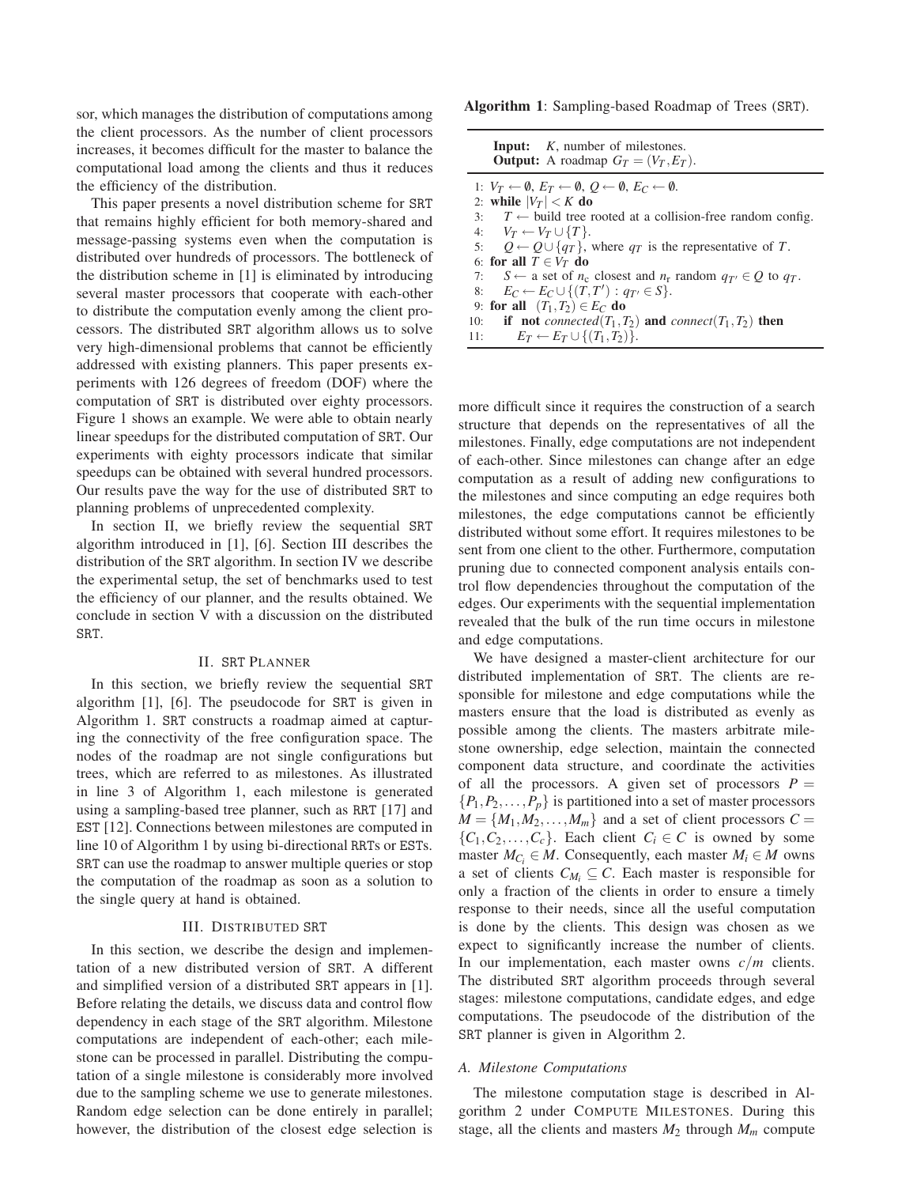sor, which manages the distribution of computations among the client processors. As the number of client processors increases, it becomes difficult for the master to balance the computational load among the clients and thus it reduces the efficiency of the distribution.

This paper presents a novel distribution scheme for SRT that remains highly efficient for both memory-shared and message-passing systems even when the computation is distributed over hundreds of processors. The bottleneck of the distribution scheme in [1] is eliminated by introducing several master processors that cooperate with each-other to distribute the computation evenly among the client processors. The distributed SRT algorithm allows us to solve very high-dimensional problems that cannot be efficiently addressed with existing planners. This paper presents experiments with 126 degrees of freedom (DOF) where the computation of SRT is distributed over eighty processors. Figure 1 shows an example. We were able to obtain nearly linear speedups for the distributed computation of SRT. Our experiments with eighty processors indicate that similar speedups can be obtained with several hundred processors. Our results pave the way for the use of distributed SRT to planning problems of unprecedented complexity.

In section II, we briefly review the sequential SRT algorithm introduced in [1], [6]. Section III describes the distribution of the SRT algorithm. In section IV we describe the experimental setup, the set of benchmarks used to test the efficiency of our planner, and the results obtained. We conclude in section V with a discussion on the distributed SRT.

## II. SRT Planner

In this section, we briefly review the sequential SRT algorithm [1], [6]. The pseudocode for SRT is given in Algorithm 1. SRT constructs a roadmap aimed at capturing the connectivity of the free configuration space. The nodes of the roadmap are not single configurations but trees, which are referred to as milestones. As illustrated in line 3 of Algorithm 1, each milestone is generated using a sampling-based tree planner, such as RRT [17] and EST [12]. Connections between milestones are computed in line 10 of Algorithm 1 by using bi-directional RRTs or ESTs. SRT can use the roadmap to answer multiple queries or stop the computation of the roadmap as soon as a solution to the single query at hand is obtained.

**Algorithm 1**: Sampling-based Roadmap of Trees (SRT).

**Input:** $K$, number of milestones.
**Output:** A roadmap $G_T = (V_T, E_T)$.

```
1: V_T ← ∅, E_T ← ∅, Q ← ∅, E_C ← ∅.
2: while |V_T| < K do
3:    T ← build tree rooted at a collision-free random config.
4:    V_T ← V_T ∪ {T}.
5:    Q ← Q ∪ {q_T}, where q_T is the representative of T.
6: for all T ∈ V_T do
7:    S ← a set of n_c closest and n_r random q_T' ∈ Q to q_T.
8:    E_C ← E_C ∪ {(T, T') : q_T' ∈ S}.
9: for all (T_1, T_2) ∈ E_C do
10:   if not connected(T_1, T_2) and connect(T_1, T_2) then
11:      E_T ← E_T ∪ {(T_1, T_2)}.
```

## III. Distributed SRT

In this section, we describe the design and implementation of a new distributed version of SRT. A different and simplified version of a distributed SRT appears in [1]. Before relating the details, we discuss data and control flow dependency in each stage of the SRT algorithm. Milestone computations are independent of each-other; each milestone can be processed in parallel. Distributing the computation of a single milestone is considerably more involved due to the sampling scheme we use to generate milestones. Random edge selection can be done entirely in parallel; however, the distribution of the closest edge selection is more difficult since it requires the construction of a search structure that depends on the representatives of all the milestones. Finally, edge computations are not independent of each-other. Since milestones can change after an edge computation as a result of adding new configurations to the milestones and since computing an edge requires both milestones, the edge computations cannot be efficiently distributed without some effort. It requires milestones to be sent from one client to the other. Furthermore, computation pruning due to connected component analysis entails control flow dependencies throughout the computation of the edges. Our experiments with the sequential implementation revealed that the bulk of the run time occurs in milestone and edge computations.

We have designed a master-client architecture for our distributed implementation of SRT. The clients are responsible for milestone and edge computations while the masters ensure that the load is distributed as evenly as possible among the clients. The masters arbitrate milestone ownership, edge selection, maintain the connected component data structure, and coordinate the activities of all the processors. A given set of processors $P = \{P_1, P_2, \ldots, P_p\}$ is partitioned into a set of master processors $M = \{M_1, M_2, \ldots, M_m\}$ and a set of client processors $C = \{C_1, C_2, \ldots, C_c\}$. Each client $C_i \in C$ is owned by some master $M_{C_i} \in M$. Consequently, each master $M_i \in M$ owns a set of clients $C_{M_i} \subseteq C$. Each master is responsible for only a fraction of the clients in order to ensure a timely response to their needs, since all the useful computation is done by the clients. This design was chosen as we expect to significantly increase the number of clients. In our implementation, each master owns $c/m$ clients. The distributed SRT algorithm proceeds through several stages: milestone computations, candidate edges, and edge computations. The pseudocode of the distribution of the SRT planner is given in Algorithm 2.

### A. Milestone Computations

The milestone computation stage is described in Algorithm 2 under Compute Milestones. During this stage, all the clients and masters $M_2$ through $M_m$ compute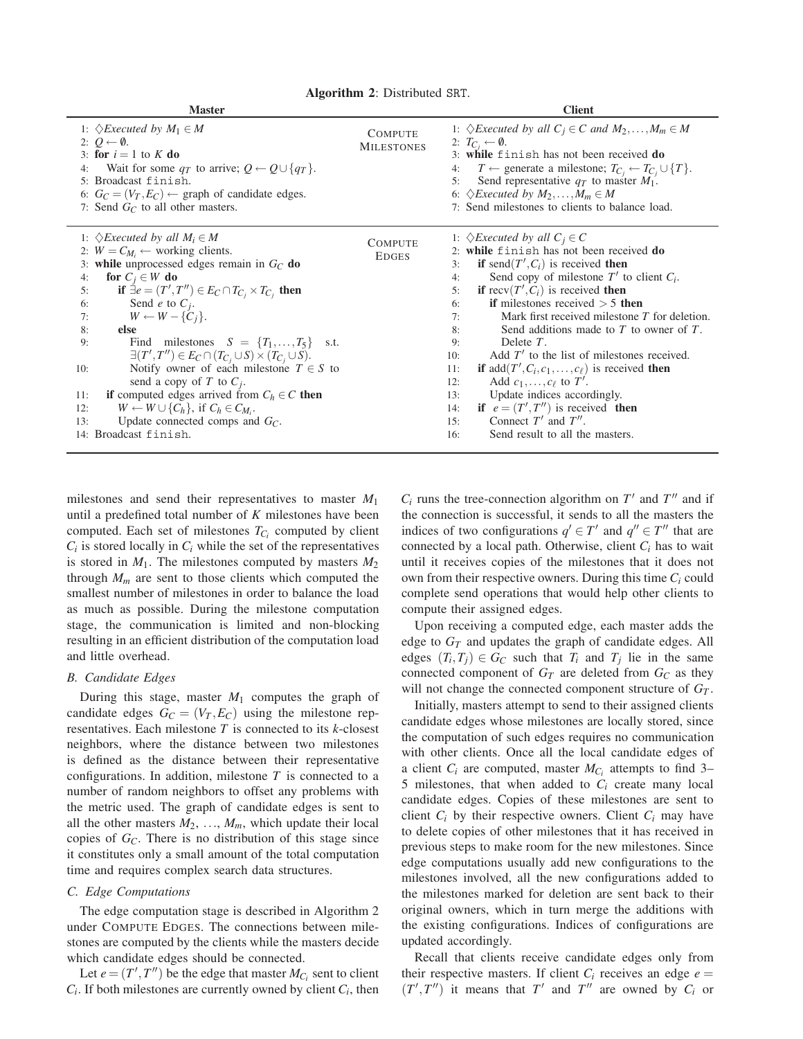**Algorithm 2**: Distributed SRT.

| Master | | Client |
|---|---|---|
| 1: $\diamondsuit$*Executed by* $M_1 \in M$<br>2: $Q \leftarrow \emptyset$.<br>3: **for** $i = 1$ to $K$ **do**<br>4: Wait for some $q_T$ to arrive; $Q \leftarrow Q \cup \{q_T\}$.<br>5: Broadcast `finish`.<br>6: $G_C = (V_T, E_C) \leftarrow$ graph of candidate edges.<br>7: Send $G_C$ to all other masters. | COMPUTE MILESTONES | 1: $\diamondsuit$*Executed by all* $C_j \in C$ *and* $M_2, \ldots, M_m \in M$<br>2: $T_{C_j} \leftarrow \emptyset$.<br>3: **while** `finish` has not been received **do**<br>4: $T \leftarrow$ generate a milestone; $T_{C_j} \leftarrow T_{C_j} \cup \{T\}$.<br>5: Send representative $q_T$ to master $M_1$.<br>6: $\diamondsuit$*Executed by* $M_2, \ldots, M_m \in M$<br>7: Send milestones to clients to balance load. |
| 1: $\diamondsuit$*Executed by all* $M_i \in M$<br>2: $W = C_{M_i} \leftarrow$ working clients.<br>3: **while** unprocessed edges remain in $G_C$ **do**<br>4: **for** $C_j \in W$ **do**<br>5: **if** $\exists e = (T', T'') \in E_C \cap T_{C_j} \times T_{C_j}$ **then**<br>6: Send $e$ to $C_j$.<br>7: $W \leftarrow W - \{C_j\}$.<br>8: **else**<br>9: Find milestones $S = \{T_1, \ldots, T_5\}$ s.t. $\exists (T', T'') \in E_C \cap (T_{C_j} \cup S) \times (T_{C_j} \cup S)$.<br>10: Notify owner of each milestone $T \in S$ to send a copy of $T$ to $C_j$.<br>11: **if** computed edges arrived from $C_h \in C$ **then**<br>12: $W \leftarrow W \cup \{C_h\}$, if $C_h \in C_{M_i}$.<br>13: Update connected comps and $G_C$.<br>14: Broadcast `finish`. | COMPUTE EDGES | 1: $\diamondsuit$*Executed by all* $C_j \in C$<br>2: **while** `finish` has not been received **do**<br>3: **if** send$(T', C_i)$ is received **then**<br>4: Send copy of milestone $T'$ to client $C_i$.<br>5: **if** recv$(T', C_i)$ is received **then**<br>6: **if** milestones received $> 5$ **then**<br>7: Mark first received milestone $T$ for deletion.<br>8: Send additions made to $T$ to owner of $T$.<br>9: Delete $T$.<br>10: Add $T'$ to the list of milestones received.<br>11: **if** add$(T', C_i, c_1, \ldots, c_\ell)$ is received **then**<br>12: Add $c_1, \ldots, c_\ell$ to $T'$.<br>13: Update indices accordingly.<br>14: **if** $e = (T', T'')$ is received **then**<br>15: Connect $T'$ and $T''$.<br>16: Send result to all the masters. |

milestones and send their representatives to master $M_1$ until a predefined total number of $K$ milestones have been computed. Each set of milestones $T_{C_i}$ computed by client $C_i$ is stored locally in $C_i$ while the set of the representatives is stored in $M_1$. The milestones computed by masters $M_2$ through $M_m$ are sent to those clients which computed the smallest number of milestones in order to balance the load as much as possible. During the milestone computation stage, the communication is limited and non-blocking resulting in an efficient distribution of the computation load and little overhead.

### B. Candidate Edges

During this stage, master $M_1$ computes the graph of candidate edges $G_C = (V_T, E_C)$ using the milestone representatives. Each milestone $T$ is connected to its $k$-closest neighbors, where the distance between two milestones is defined as the distance between their representative configurations. In addition, milestone $T$ is connected to a number of random neighbors to offset any problems with the metric used. The graph of candidate edges is sent to all the other masters $M_2$, …, $M_m$, which update their local copies of $G_C$. There is no distribution of this stage since it constitutes only a small amount of the total computation time and requires complex search data structures.

### C. Edge Computations

The edge computation stage is described in Algorithm 2 under COMPUTE EDGES. The connections between milestones are computed by the clients while the masters decide which candidate edges should be connected.

Let $e = (T', T'')$ be the edge that master $M_{C_i}$ sent to client $C_i$. If both milestones are currently owned by client $C_i$, then $C_i$ runs the tree-connection algorithm on $T'$ and $T''$ and if the connection is successful, it sends to all the masters the indices of two configurations $q' \in T'$ and $q'' \in T''$ that are connected by a local path. Otherwise, client $C_i$ has to wait until it receives copies of the milestones that it does not own from their respective owners. During this time $C_i$ could complete send operations that would help other clients to compute their assigned edges.

Upon receiving a computed edge, each master adds the edge to $G_T$ and updates the graph of candidate edges. All edges $(T_i, T_j) \in G_C$ such that $T_i$ and $T_j$ lie in the same connected component of $G_T$ are deleted from $G_C$ as they will not change the connected component structure of $G_T$.

Initially, masters attempt to send to their assigned clients candidate edges whose milestones are locally stored, since the computation of such edges requires no communication with other clients. Once all the local candidate edges of a client $C_i$ are computed, master $M_{C_i}$ attempts to find 3–5 milestones, that when added to $C_i$ create many local candidate edges. Copies of these milestones are sent to client $C_i$ by their respective owners. Client $C_i$ may have to delete copies of other milestones that it has received in previous steps to make room for the new milestones. Since edge computations usually add new configurations to the milestones involved, all the new configurations added to the milestones marked for deletion are sent back to their original owners, which in turn merge the additions with the existing configurations. Indices of configurations are updated accordingly.

Recall that clients receive candidate edges only from their respective masters. If client $C_i$ receives an edge $e = (T', T'')$ it means that $T'$ and $T''$ are owned by $C_i$ or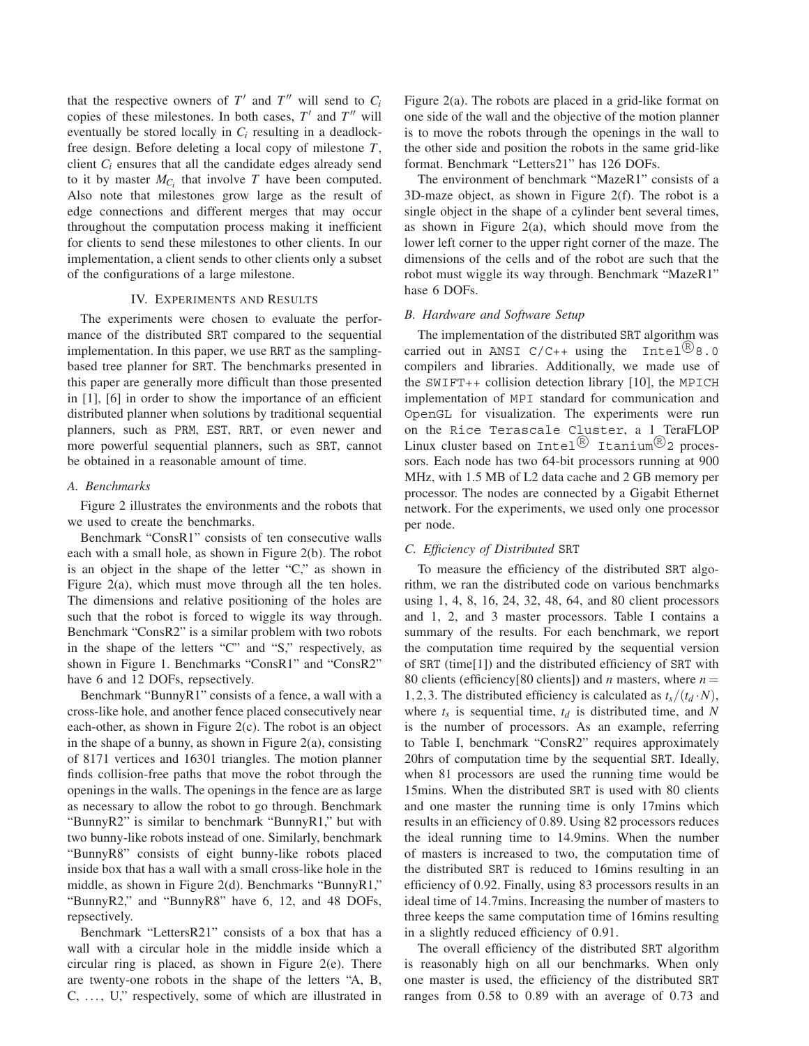that the respective owners of $T'$ and $T''$ will send to $C_i$ copies of these milestones. In both cases, $T'$ and $T''$ will eventually be stored locally in $C_i$ resulting in a deadlock-free design. Before deleting a local copy of milestone $T$, client $C_i$ ensures that all the candidate edges already send to it by master $M_{C_i}$ that involve $T$ have been computed. Also note that milestones grow large as the result of edge connections and different merges that may occur throughout the computation process making it inefficient for clients to send these milestones to other clients. In our implementation, a client sends to other clients only a subset of the configurations of a large milestone.

## IV. Experiments and Results

The experiments were chosen to evaluate the performance of the distributed SRT compared to the sequential implementation. In this paper, we use RRT as the sampling-based tree planner for SRT. The benchmarks presented in this paper are generally more difficult than those presented in [1], [6] in order to show the importance of an efficient distributed planner when solutions by traditional sequential planners, such as PRM, EST, RRT, or even newer and more powerful sequential planners, such as SRT, cannot be obtained in a reasonable amount of time.

### A. Benchmarks

Figure 2 illustrates the environments and the robots that we used to create the benchmarks.

Benchmark "ConsR1" consists of ten consecutive walls each with a small hole, as shown in Figure 2(b). The robot is an object in the shape of the letter "C," as shown in Figure 2(a), which must move through all the ten holes. The dimensions and relative positioning of the holes are such that the robot is forced to wiggle its way through. Benchmark "ConsR2" is a similar problem with two robots in the shape of the letters "C" and "S," respectively, as shown in Figure 1. Benchmarks "ConsR1" and "ConsR2" have 6 and 12 DOFs, repsectively.

Benchmark "BunnyR1" consists of a fence, a wall with a cross-like hole, and another fence placed consecutively near each-other, as shown in Figure 2(c). The robot is an object in the shape of a bunny, as shown in Figure 2(a), consisting of 8171 vertices and 16301 triangles. The motion planner finds collision-free paths that move the robot through the openings in the walls. The openings in the fence are as large as necessary to allow the robot to go through. Benchmark "BunnyR2" is similar to benchmark "BunnyR1," but with two bunny-like robots instead of one. Similarly, benchmark "BunnyR8" consists of eight bunny-like robots placed inside box that has a wall with a small cross-like hole in the middle, as shown in Figure 2(d). Benchmarks "BunnyR1," "BunnyR2," and "BunnyR8" have 6, 12, and 48 DOFs, repsectively.

Benchmark "LettersR21" consists of a box that has a wall with a circular hole in the middle inside which a circular ring is placed, as shown in Figure 2(e). There are twenty-one robots in the shape of the letters "A, B, C, ..., U," respectively, some of which are illustrated in Figure 2(a). The robots are placed in a grid-like format on one side of the wall and the objective of the motion planner is to move the robots through the openings in the wall to the other side and position the robots in the same grid-like format. Benchmark "Letters21" has 126 DOFs.

The environment of benchmark "MazeR1" consists of a 3D-maze object, as shown in Figure 2(f). The robot is a single object in the shape of a cylinder bent several times, as shown in Figure 2(a), which should move from the lower left corner to the upper right corner of the maze. The dimensions of the cells and of the robot are such that the robot must wiggle its way through. Benchmark "MazeR1" hase 6 DOFs.

### B. Hardware and Software Setup

The implementation of the distributed SRT algorithm was carried out in ANSI C/C++ using the Intel® 8.0 compilers and libraries. Additionally, we made use of the SWIFT++ collision detection library [10], the MPICH implementation of MPI standard for communication and OpenGL for visualization. The experiments were run on the Rice Terascale Cluster, a 1 TeraFLOP Linux cluster based on Intel® Itanium® 2 processors. Each node has two 64-bit processors running at 900 MHz, with 1.5 MB of L2 data cache and 2 GB memory per processor. The nodes are connected by a Gigabit Ethernet network. For the experiments, we used only one processor per node.

### C. Efficiency of Distributed SRT

To measure the efficiency of the distributed SRT algorithm, we ran the distributed code on various benchmarks using 1, 4, 8, 16, 24, 32, 48, 64, and 80 client processors and 1, 2, and 3 master processors. Table I contains a summary of the results. For each benchmark, we report the computation time required by the sequential version of SRT (time[1]) and the distributed efficiency of SRT with 80 clients (efficiency[80 clients]) and $n$ masters, where $n = 1, 2, 3$. The distributed efficiency is calculated as $t_s/(t_d \cdot N)$, where $t_s$ is sequential time, $t_d$ is distributed time, and $N$ is the number of processors. As an example, referring to Table I, benchmark "ConsR2" requires approximately 20hrs of computation time by the sequential SRT. Ideally, when 81 processors are used the running time would be 15mins. When the distributed SRT is used with 80 clients and one master the running time is only 17mins which results in an efficiency of 0.89. Using 82 processors reduces the ideal running time to 14.9mins. When the number of masters is increased to two, the computation time of the distributed SRT is reduced to 16mins resulting in an efficiency of 0.92. Finally, using 83 processors results in an ideal time of 14.7mins. Increasing the number of masters to three keeps the same computation time of 16mins resulting in a slightly reduced efficiency of 0.91.

The overall efficiency of the distributed SRT algorithm is reasonably high on all our benchmarks. When only one master is used, the efficiency of the distributed SRT ranges from 0.58 to 0.89 with an average of 0.73 and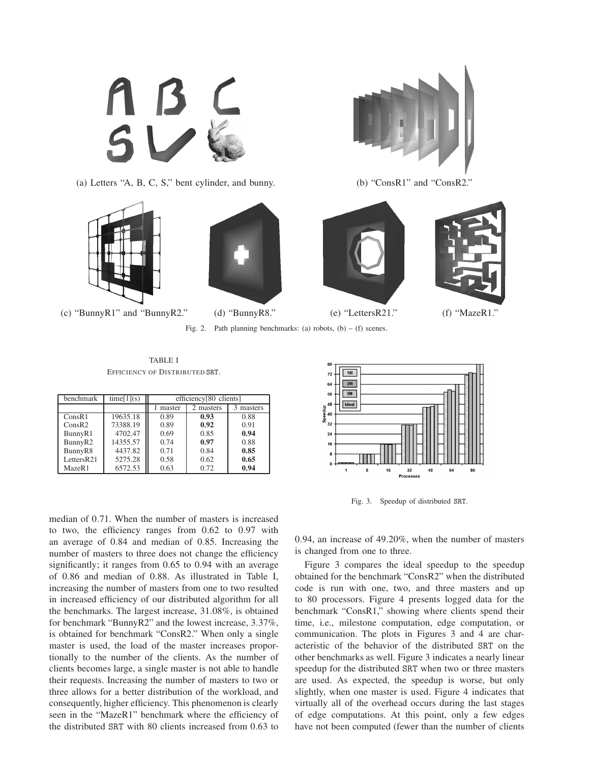(a) Letters "A, B, C, S," bent cylinder, and bunny.

(b) "ConsR1" and "ConsR2."

(c) "BunnyR1" and "BunnyR2."

(d) "BunnyR8."

(e) "LettersR21."

(f) "MazeR1."

Fig. 2. Path planning benchmarks: (a) robots, (b) – (f) scenes.

TABLE I
EFFICIENCY OF DISTRIBUTED SRT.

| benchmark | time[1](s) | efficiency[80 clients] | | |
|---|---|---|---|---|
| | | 1 master | 2 masters | 3 masters |
| ConsR1 | 19635.18 | 0.89 | **0.93** | 0.88 |
| ConsR2 | 73388.19 | 0.89 | **0.92** | 0.91 |
| BunnyR1 | 4702.47 | 0.69 | 0.85 | **0.94** |
| BunnyR2 | 14355.57 | 0.74 | **0.97** | 0.88 |
| BunnyR8 | 4437.82 | 0.71 | 0.84 | **0.85** |
| LettersR21 | 5275.28 | 0.58 | 0.62 | **0.65** |
| MazeR1 | 6572.53 | 0.63 | 0.72 | **0.94** |

Fig. 3. Speedup of distributed SRT.

median of 0.71. When the number of masters is increased to two, the efficiency ranges from 0.62 to 0.97 with an average of 0.84 and median of 0.85. Increasing the number of masters to three does not change the efficiency significantly; it ranges from 0.65 to 0.94 with an average of 0.86 and median of 0.88. As illustrated in Table I, increasing the number of masters from one to two resulted in increased efficiency of our distributed algorithm for all the benchmarks. The largest increase, 31.08%, is obtained for benchmark "BunnyR2" and the lowest increase, 3.37%, is obtained for benchmark "ConsR2." When only a single master is used, the load of the master increases proportionally to the number of the clients. As the number of clients becomes large, a single master is not able to handle their requests. Increasing the number of masters to two or three allows for a better distribution of the workload, and consequently, higher efficiency. This phenomenon is clearly seen in the "MazeR1" benchmark where the efficiency of the distributed SRT with 80 clients increased from 0.63 to 0.94, an increase of 49.20%, when the number of masters is changed from one to three.

Figure 3 compares the ideal speedup to the speedup obtained for the benchmark "ConsR2" when the distributed code is run with one, two, and three masters and up to 80 processors. Figure 4 presents logged data for the benchmark "ConsR1," showing where clients spend their time, i.e., milestone computation, edge computation, or communication. The plots in Figures 3 and 4 are characteristic of the behavior of the distributed SRT on the other benchmarks as well. Figure 3 indicates a nearly linear speedup for the distributed SRT when two or three masters are used. As expected, the speedup is worse, but only slightly, when one master is used. Figure 4 indicates that virtually all of the overhead occurs during the last stages of edge computations. At this point, only a few edges have not been computed (fewer than the number of clients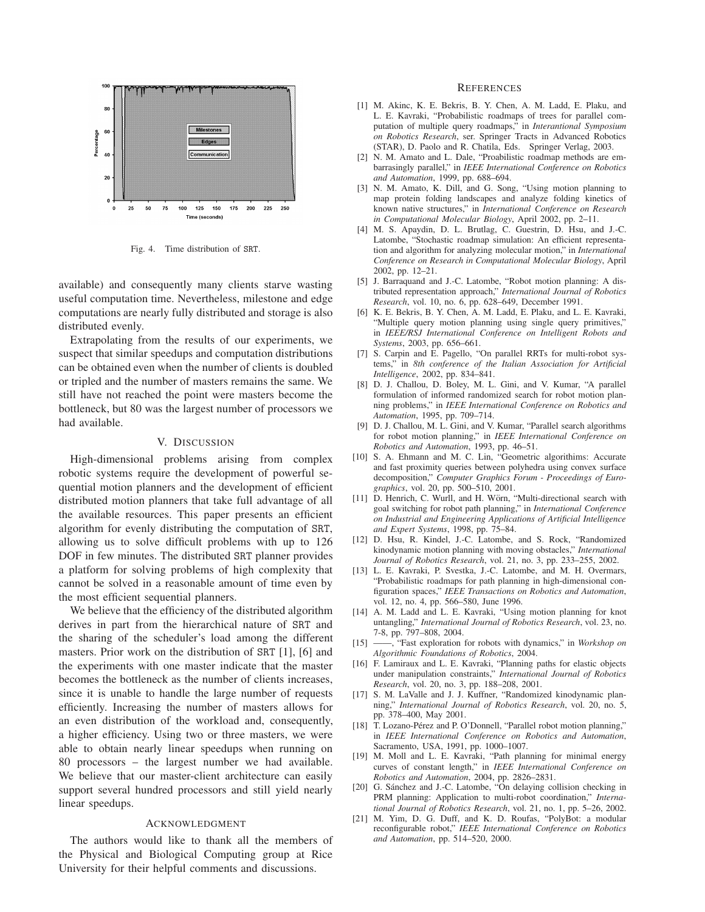100

80

60

40

20

0

Percentage

Milestones

Edges

Communication

0 25 50 75 100 125 150 175 200 225 250

Time (seconds)

Fig. 4. Time distribution of SRT.

available) and consequently many clients starve wasting useful computation time. Nevertheless, milestone and edge computations are nearly fully distributed and storage is also distributed evenly.

Extrapolating from the results of our experiments, we suspect that similar speedups and computation distributions can be obtained even when the number of clients is doubled or tripled and the number of masters remains the same. We still have not reached the point were masters become the bottleneck, but 80 was the largest number of processors we had available.

## V. Discussion

High-dimensional problems arising from complex robotic systems require the development of powerful sequential motion planners and the development of efficient distributed motion planners that take full advantage of all the available resources. This paper presents an efficient algorithm for evenly distributing the computation of SRT, allowing us to solve difficult problems with up to 126 DOF in few minutes. The distributed SRT planner provides a platform for solving problems of high complexity that cannot be solved in a reasonable amount of time even by the most efficient sequential planners.

We believe that the efficiency of the distributed algorithm derives in part from the hierarchical nature of SRT and the sharing of the scheduler's load among the different masters. Prior work on the distribution of SRT [1], [6] and the experiments with one master indicate that the master becomes the bottleneck as the number of clients increases, since it is unable to handle the large number of requests efficiently. Increasing the number of masters allows for an even distribution of the workload and, consequently, a higher efficiency. Using two or three masters, we were able to obtain nearly linear speedups when running on 80 processors – the largest number we had available. We believe that our master-client architecture can easily support several hundred processors and still yield nearly linear speedups.

## Acknowledgment

The authors would like to thank all the members of the Physical and Biological Computing group at Rice University for their helpful comments and discussions.

## References

[1] M. Akinc, K. E. Bekris, B. Y. Chen, A. M. Ladd, E. Plaku, and L. E. Kavraki, "Probabilistic roadmaps of trees for parallel computation of multiple query roadmaps," in *Interantional Symposium on Robotics Research*, ser. Springer Tracts in Advanced Robotics (STAR), D. Paolo and R. Chatila, Eds. Springer Verlag, 2003.

[2] N. M. Amato and L. Dale, "Proabilistic roadmap methods are embarrasingly parallel," in *IEEE International Conference on Robotics and Automation*, 1999, pp. 688–694.

[3] N. M. Amato, K. Dill, and G. Song, "Using motion planning to map protein folding landscapes and analyze folding kinetics of known native structures," in *International Conference on Research in Computational Molecular Biology*, April 2002, pp. 2–11.

[4] M. S. Apaydin, D. L. Brutlag, C. Guestrin, D. Hsu, and J.-C. Latombe, "Stochastic roadmap simulation: An efficient representation and algorithm for analyzing molecular motion," in *International Conference on Research in Computational Molecular Biology*, April 2002, pp. 12–21.

[5] J. Barraquand and J.-C. Latombe, "Robot motion planning: A distributed representation approach," *International Journal of Robotics Research*, vol. 10, no. 6, pp. 628–649, December 1991.

[6] K. E. Bekris, B. Y. Chen, A. M. Ladd, E. Plaku, and L. E. Kavraki, "Multiple query motion planning using single query primitives," in *IEEE/RSJ International Conference on Intelligent Robots and Systems*, 2003, pp. 656–661.

[7] S. Carpin and E. Pagello, "On parallel RRTs for multi-robot systems," in *8th conference of the Italian Association for Artificial Intelligence*, 2002, pp. 834–841.

[8] D. J. Challou, D. Boley, M. L. Gini, and V. Kumar, "A parallel formulation of informed randomized search for robot motion planning problems," in *IEEE International Conference on Robotics and Automation*, 1995, pp. 709–714.

[9] D. J. Challou, M. L. Gini, and V. Kumar, "Parallel search algorithms for robot motion planning," in *IEEE International Conference on Robotics and Automation*, 1993, pp. 46–51.

[10] S. A. Ehmann and M. C. Lin, "Geometric algorithims: Accurate and fast proximity queries between polyhedra using convex surface decomposition," *Computer Graphics Forum - Proceedings of Eurographics*, vol. 20, pp. 500–510, 2001.

[11] D. Henrich, C. Wurll, and H. Wörn, "Multi-directional search with goal switching for robot path planning," in *International Conference on Industrial and Engineering Applications of Artificial Intelligence and Expert Systems*, 1998, pp. 75–84.

[12] D. Hsu, R. Kindel, J.-C. Latombe, and S. Rock, "Randomized kinodynamic motion planning with moving obstacles," *International Journal of Robotics Research*, vol. 21, no. 3, pp. 233–255, 2002.

[13] L. E. Kavraki, P. Svestka, J.-C. Latombe, and M. H. Overmars, "Probabilistic roadmaps for path planning in high-dimensional configuration spaces," *IEEE Transactions on Robotics and Automation*, vol. 12, no. 4, pp. 566–580, June 1996.

[14] A. M. Ladd and L. E. Kavraki, "Using motion planning for knot untangling," *International Journal of Robotics Research*, vol. 23, no. 7-8, pp. 797–808, 2004.

[15] ——, "Fast exploration for robots with dynamics," in *Workshop on Algorithmic Foundations of Robotics*, 2004.

[16] F. Lamiraux and L. E. Kavraki, "Planning paths for elastic objects under manipulation constraints," *International Journal of Robotics Research*, vol. 20, no. 3, pp. 188–208, 2001.

[17] S. M. LaValle and J. J. Kuffner, "Randomized kinodynamic planning," *International Journal of Robotics Research*, vol. 20, no. 5, pp. 378–400, May 2001.

[18] T. Lozano-Pérez and P. O'Donnell, "Parallel robot motion planning," in *IEEE International Conference on Robotics and Automation*, Sacramento, USA, 1991, pp. 1000–1007.

[19] M. Moll and L. E. Kavraki, "Path planning for minimal energy curves of constant length," in *IEEE International Conference on Robotics and Automation*, 2004, pp. 2826–2831.

[20] G. Sánchez and J.-C. Latombe, "On delaying collision checking in PRM planning: Application to multi-robot coordination," *International Journal of Robotics Research*, vol. 21, no. 1, pp. 5–26, 2002.

[21] M. Yim, D. G. Duff, and K. D. Roufas, "PolyBot: a modular reconfigurable robot," *IEEE International Conference on Robotics and Automation*, pp. 514–520, 2000.